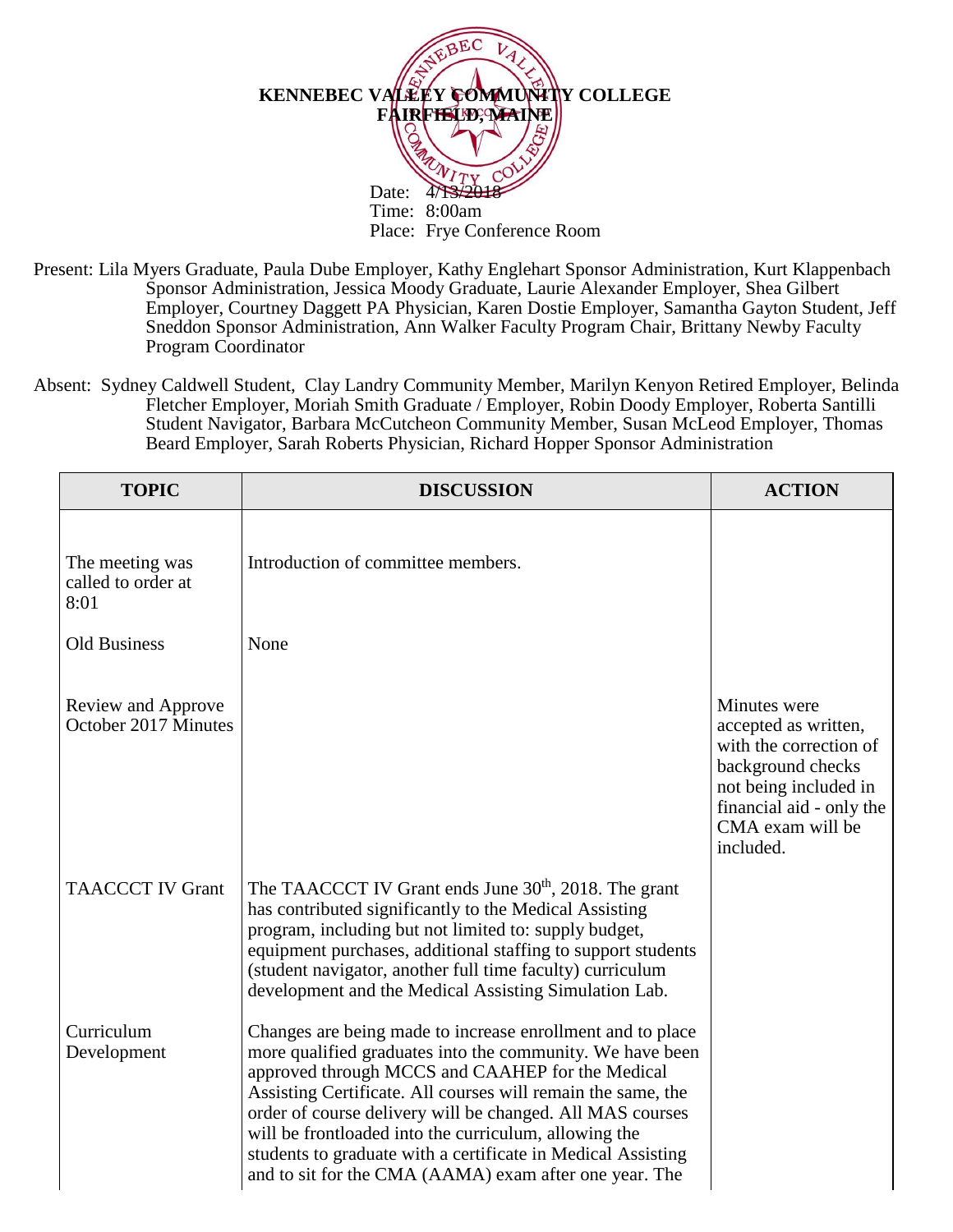**KENNEBEC VALLEY COMMUNITY COLLEGE**
**FAIRFIELD, MAINE**

Date: 4/13/2018
Time: 8:00am
Place: Frye Conference Room

Present: Lila Myers Graduate, Paula Dube Employer, Kathy Englehart Sponsor Administration, Kurt Klappenbach Sponsor Administration, Jessica Moody Graduate, Laurie Alexander Employer, Shea Gilbert Employer, Courtney Daggett PA Physician, Karen Dostie Employer, Samantha Gayton Student, Jeff Sneddon Sponsor Administration, Ann Walker Faculty Program Chair, Brittany Newby Faculty Program Coordinator

Absent: Sydney Caldwell Student, Clay Landry Community Member, Marilyn Kenyon Retired Employer, Belinda Fletcher Employer, Moriah Smith Graduate / Employer, Robin Doody Employer, Roberta Santilli Student Navigator, Barbara McCutcheon Community Member, Susan McLeod Employer, Thomas Beard Employer, Sarah Roberts Physician, Richard Hopper Sponsor Administration

| TOPIC | DISCUSSION | ACTION |
|---|---|---|
| The meeting was called to order at 8:01 | Introduction of committee members. | |
| Old Business | None | |
| Review and Approve October 2017 Minutes | | Minutes were accepted as written, with the correction of background checks not being included in financial aid - only the CMA exam will be included. |
| TAACCCT IV Grant | The TAACCCT IV Grant ends June 30th, 2018. The grant has contributed significantly to the Medical Assisting program, including but not limited to: supply budget, equipment purchases, additional staffing to support students (student navigator, another full time faculty) curriculum development and the Medical Assisting Simulation Lab. | |
| Curriculum Development | Changes are being made to increase enrollment and to place more qualified graduates into the community. We have been approved through MCCS and CAAHEP for the Medical Assisting Certificate. All courses will remain the same, the order of course delivery will be changed. All MAS courses will be frontloaded into the curriculum, allowing the students to graduate with a certificate in Medical Assisting and to sit for the CMA (AAMA) exam after one year. The | |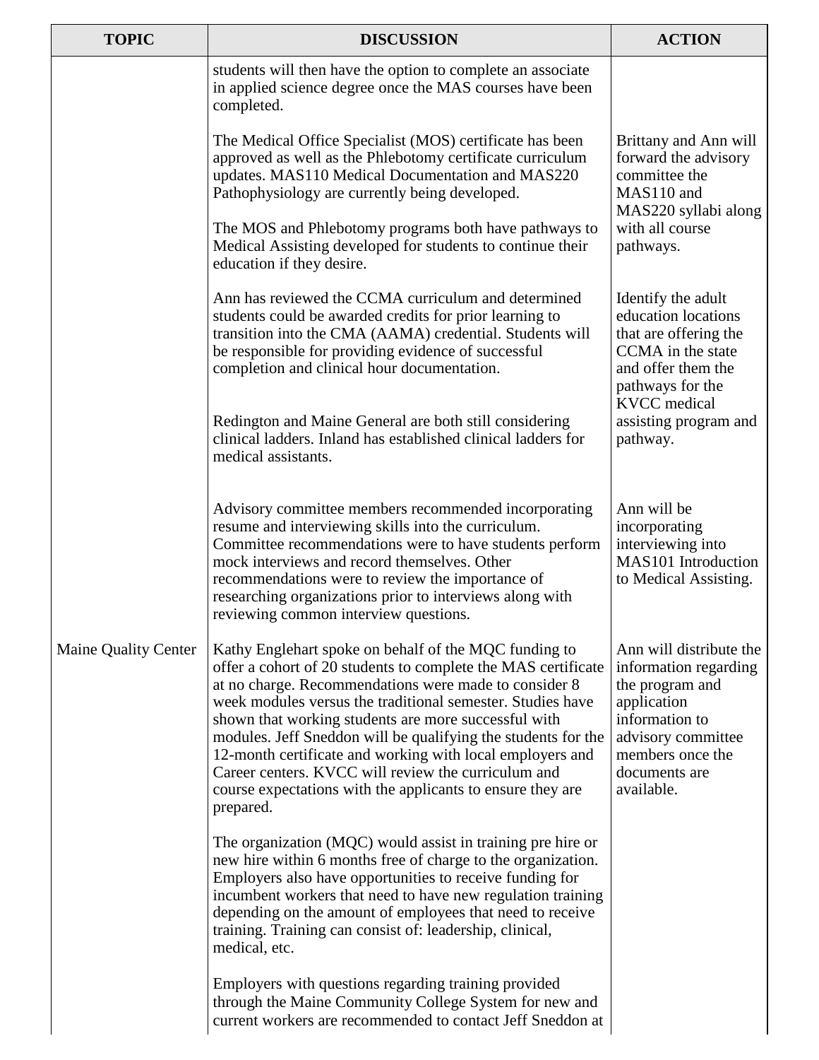| TOPIC | DISCUSSION | ACTION |
|---|---|---|
| | students will then have the option to complete an associate in applied science degree once the MAS courses have been completed. | |
| | The Medical Office Specialist (MOS) certificate has been approved as well as the Phlebotomy certificate curriculum updates. MAS110 Medical Documentation and MAS220 Pathophysiology are currently being developed.<br><br>The MOS and Phlebotomy programs both have pathways to Medical Assisting developed for students to continue their education if they desire. | Brittany and Ann will forward the advisory committee the MAS110 and MAS220 syllabi along with all course pathways. |
| | Ann has reviewed the CCMA curriculum and determined students could be awarded credits for prior learning to transition into the CMA (AAMA) credential. Students will be responsible for providing evidence of successful completion and clinical hour documentation.<br><br>Redington and Maine General are both still considering clinical ladders. Inland has established clinical ladders for medical assistants. | Identify the adult education locations that are offering the CCMA in the state and offer them the pathways for the KVCC medical assisting program and pathway. |
| | Advisory committee members recommended incorporating resume and interviewing skills into the curriculum. Committee recommendations were to have students perform mock interviews and record themselves. Other recommendations were to review the importance of researching organizations prior to interviews along with reviewing common interview questions. | Ann will be incorporating interviewing into MAS101 Introduction to Medical Assisting. |
| Maine Quality Center | Kathy Englehart spoke on behalf of the MQC funding to offer a cohort of 20 students to complete the MAS certificate at no charge. Recommendations were made to consider 8 week modules versus the traditional semester. Studies have shown that working students are more successful with modules. Jeff Sneddon will be qualifying the students for the 12-month certificate and working with local employers and Career centers. KVCC will review the curriculum and course expectations with the applicants to ensure they are prepared.<br><br>The organization (MQC) would assist in training pre hire or new hire within 6 months free of charge to the organization. Employers also have opportunities to receive funding for incumbent workers that need to have new regulation training depending on the amount of employees that need to receive training. Training can consist of: leadership, clinical, medical, etc.<br><br>Employers with questions regarding training provided through the Maine Community College System for new and current workers are recommended to contact Jeff Sneddon at | Ann will distribute the information regarding the program and application information to advisory committee members once the documents are available. |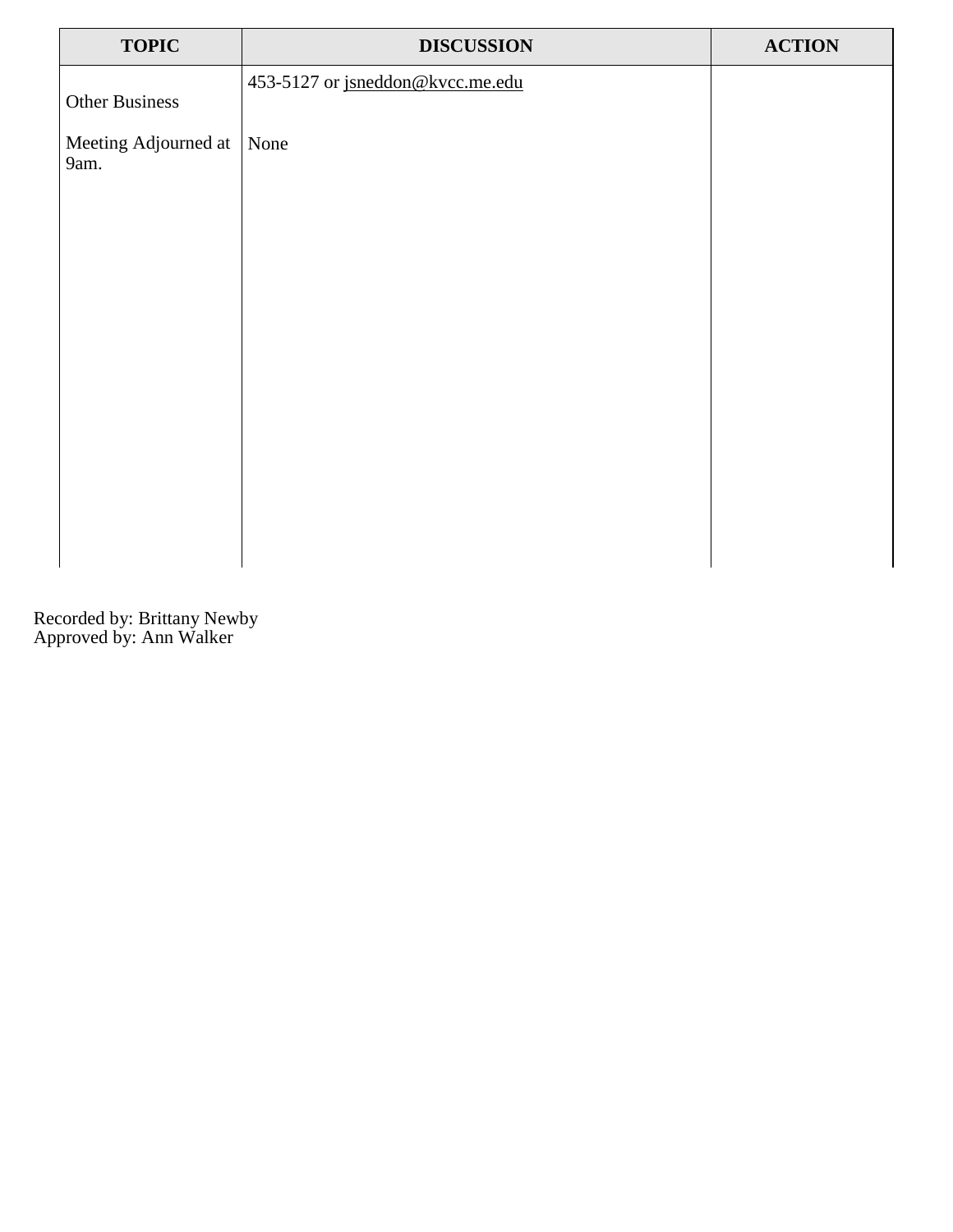| TOPIC | DISCUSSION | ACTION |
| --- | --- | --- |
| | 453-5127 or jsneddon@kvcc.me.edu | |
| Other Business | | |
| Meeting Adjourned at 9am. | None | |

Recorded by: Brittany Newby
Approved by: Ann Walker